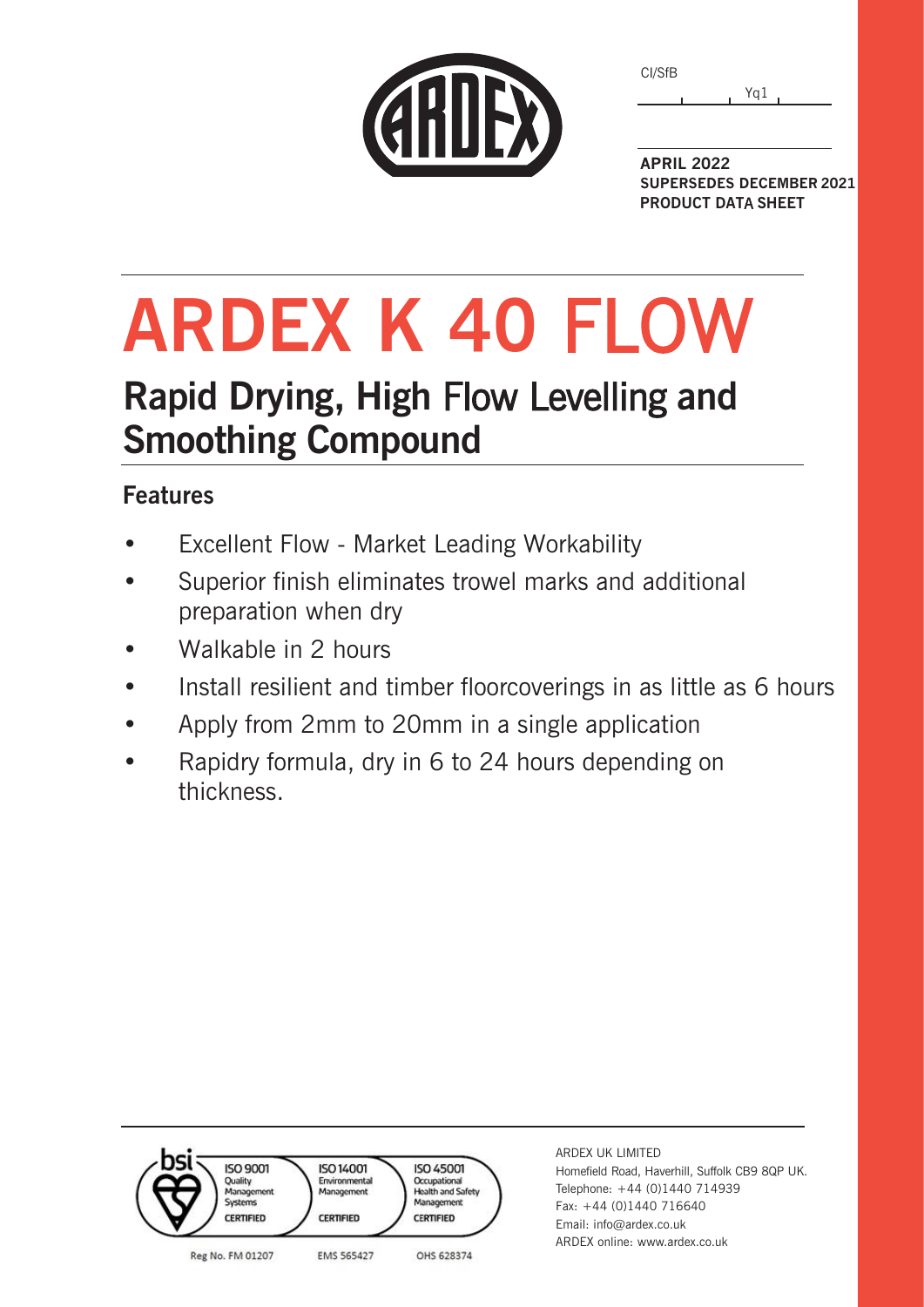CI/SfB

Yq1

**APRIL 2022**
**SUPERSEDES DECEMBER 2021**
**PRODUCT DATA SHEET**

# ARDEX K 40 FLOW

## Rapid Drying, High Flow Levelling and Smoothing Compound

### Features

- Excellent Flow - Market Leading Workability
- Superior finish eliminates trowel marks and additional preparation when dry
- Walkable in 2 hours
- Install resilient and timber floorcoverings in as little as 6 hours
- Apply from 2mm to 20mm in a single application
- Rapidry formula, dry in 6 to 24 hours depending on thickness.

bsi ISO 9001 Quality Management Systems CERTIFIED — Reg No. FM 01207
ISO 14001 Environmental Management CERTIFIED — EMS 565427
ISO 45001 Occupational Health and Safety Management CERTIFIED — OHS 628374

ARDEX UK LIMITED
Homefield Road, Haverhill, Suffolk CB9 8QP UK.
Telephone: +44 (0)1440 714939
Fax: +44 (0)1440 716640
Email: info@ardex.co.uk
ARDEX online: www.ardex.co.uk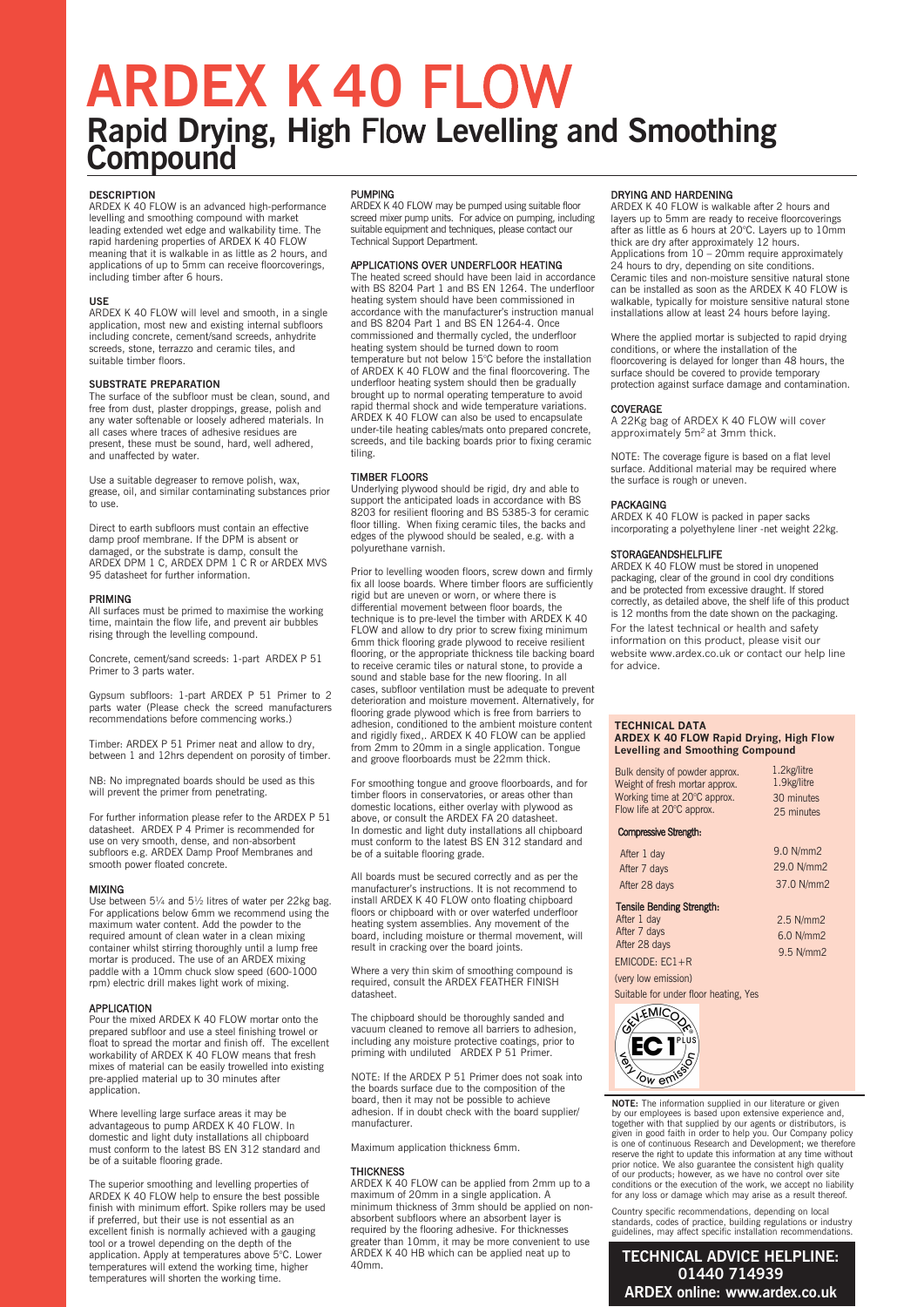# ARDEX K 40 FLOW

## Rapid Drying, High Flow Levelling and Smoothing Compound

### DESCRIPTION

ARDEX K 40 FLOW is an advanced high-performance levelling and smoothing compound with market leading extended wet edge and walkability time. The rapid hardening properties of ARDEX K 40 FLOW meaning that it is walkable in as little as 2 hours, and applications of up to 5mm can receive floorcoverings, including timber after 6 hours.

### USE

ARDEX K 40 FLOW will level and smooth, in a single application, most new and existing internal subfloors including concrete, cement/sand screeds, anhydrite screeds, stone, terrazzo and ceramic tiles, and suitable timber floors.

### SUBSTRATE PREPARATION

The surface of the subfloor must be clean, sound, and free from dust, plaster droppings, grease, polish and any water softenable or loosely adhered materials. In all cases where traces of adhesive residues are present, these must be sound, hard, well adhered, and unaffected by water.

Use a suitable degreaser to remove polish, wax, grease, oil, and similar contaminating substances prior to use.

Direct to earth subfloors must contain an effective damp proof membrane. If the DPM is absent or damaged, or the substrate is damp, consult the ARDEX DPM 1 C, ARDEX DPM 1 C R or ARDEX MVS 95 datasheet for further information.

### PRIMING

All surfaces must be primed to maximise the working time, maintain the flow life, and prevent air bubbles rising through the levelling compound.

Concrete, cement/sand screeds: 1-part ARDEX P 51 Primer to 3 parts water.

Gypsum subfloors: 1-part ARDEX P 51 Primer to 2 parts water (Please check the screed manufacturers recommendations before commencing works.)

Timber: ARDEX P 51 Primer neat and allow to dry, between 1 and 12hrs dependent on porosity of timber.

NB: No impregnated boards should be used as this will prevent the primer from penetrating.

For further information please refer to the ARDEX P 51 datasheet. ARDEX P 4 Primer is recommended for use on very smooth, dense, and non-absorbent subfloors e.g. ARDEX Damp Proof Membranes and smooth power floated concrete.

### MIXING

Use between 5¼ and 5½ litres of water per 22kg bag. For applications below 6mm we recommend using the maximum water content. Add the powder to the required amount of clean water in a clean mixing container whilst stirring thoroughly until a lump free mortar is produced. The use of an ARDEX mixing paddle with a 10mm chuck slow speed (600-1000 rpm) electric drill makes light work of mixing.

### APPLICATION

Pour the mixed ARDEX K 40 FLOW mortar onto the prepared subfloor and use a steel finishing trowel or float to spread the mortar and finish off. The excellent workability of ARDEX K 40 FLOW means that fresh mixes of material can be easily trowelled into existing pre-applied material up to 30 minutes after application.

Where levelling large surface areas it may be advantageous to pump ARDEX K 40 FLOW. In domestic and light duty installations all chipboard must conform to the latest BS EN 312 standard and be of a suitable flooring grade.

The superior smoothing and levelling properties of ARDEX K 40 FLOW help to ensure the best possible finish with minimum effort. Spike rollers may be used if preferred, but their use is not essential as an excellent finish is normally achieved with a gauging tool or a trowel depending on the depth of the application. Apply at temperatures above 5°C. Lower temperatures will extend the working time, higher temperatures will shorten the working time.

### PUMPING

ARDEX K 40 FLOW may be pumped using suitable floor screed mixer pump units. For advice on pumping, including suitable equipment and techniques, please contact our Technical Support Department.

### APPLICATIONS OVER UNDERFLOOR HEATING

The heated screed should have been laid in accordance with BS 8204 Part 1 and BS EN 1264. The underfloor heating system should have been commissioned in accordance with the manufacturer's instruction manual and BS 8204 Part 1 and BS EN 1264-4. Once commissioned and thermally cycled, the underfloor heating system should be turned down to room temperature but not below 15°C before the installation of ARDEX K 40 FLOW and the final floorcovering. The underfloor heating system should then be gradually brought up to normal operating temperature to avoid rapid thermal shock and wide temperature variations. ARDEX K 40 FLOW can also be used to encapsulate under-tile heating cables/mats onto prepared concrete, screeds, and tile backing boards prior to fixing ceramic tiling.

### TIMBER FLOORS

Underlying plywood should be rigid, dry and able to support the anticipated loads in accordance with BS 8203 for resilient flooring and BS 5385-3 for ceramic floor tilling. When fixing ceramic tiles, the backs and edges of the plywood should be sealed, e.g. with a polyurethane varnish.

Prior to levelling wooden floors, screw down and firmly fix all loose boards. Where timber floors are sufficiently rigid but are uneven or worn, or where there is differential movement between floor boards, the technique is to pre-level the timber with ARDEX K 40 FLOW and allow to dry prior to screw fixing minimum 6mm thick flooring grade plywood to receive resilient flooring, or the appropriate thickness tile backing board to receive ceramic tiles or natural stone, to provide a sound and stable base for the new flooring. In all cases, subfloor ventilation must be adequate to prevent deterioration and moisture movement. Alternatively, for flooring grade plywood which is free from barriers to adhesion, conditioned to the ambient moisture content and rigidly fixed,. ARDEX K 40 FLOW can be applied from 2mm to 20mm in a single application. Tongue and groove floorboards must be 22mm thick.

For smoothing tongue and groove floorboards, and for timber floors in conservatories, or areas other than domestic locations, either overlay with plywood as above, or consult the ARDEX FA 20 datasheet. In domestic and light duty installations all chipboard must conform to the latest BS EN 312 standard and be of a suitable flooring grade.

All boards must be secured correctly and as per the manufacturer's instructions. It is not recommend to install ARDEX K 40 FLOW onto floating chipboard floors or chipboard with or over waterfed underfloor heating system assemblies. Any movement of the board, including moisture or thermal movement, will result in cracking over the board joints.

Where a very thin skim of smoothing compound is required, consult the ARDEX FEATHER FINISH datasheet.

The chipboard should be thoroughly sanded and vacuum cleaned to remove all barriers to adhesion, including any moisture protective coatings, prior to priming with undiluted ARDEX P 51 Primer.

NOTE: If the ARDEX P 51 Primer does not soak into the boards surface due to the composition of the board, then it may not be possible to achieve adhesion. If in doubt check with the board supplier/ manufacturer.

Maximum application thickness 6mm.

### THICKNESS

ARDEX K 40 FLOW can be applied from 2mm up to a maximum of 20mm in a single application. A minimum thickness of 3mm should be applied on non-absorbent subfloors where an absorbent layer is required by the flooring adhesive. For thicknesses greater than 10mm, it may be more convenient to use ARDEX K 40 HB which can be applied neat up to 40mm.

### DRYING AND HARDENING

ARDEX K 40 FLOW is walkable after 2 hours and layers up to 5mm are ready to receive floorcoverings after as little as 6 hours at 20°C. Layers up to 10mm thick are dry after approximately 12 hours. Applications from 10 – 20mm require approximately 24 hours to dry, depending on site conditions. Ceramic tiles and non-moisture sensitive natural stone can be installed as soon as the ARDEX K 40 FLOW is walkable, typically for moisture sensitive natural stone installations allow at least 24 hours before laying.

Where the applied mortar is subjected to rapid drying conditions, or where the installation of the floorcovering is delayed for longer than 48 hours, the surface should be covered to provide temporary protection against surface damage and contamination.

### COVERAGE

A 22Kg bag of ARDEX K 40 FLOW will cover approximately 5m² at 3mm thick.

NOTE: The coverage figure is based on a flat level surface. Additional material may be required where the surface is rough or uneven.

### PACKAGING

ARDEX K 40 FLOW is packed in paper sacks incorporating a polyethylene liner -net weight 22kg.

### STORAGEANDSHELFLIFE

ARDEX K 40 FLOW must be stored in unopened packaging, clear of the ground in cool dry conditions and be protected from excessive draught. If stored correctly, as detailed above, the shelf life of this product is 12 months from the date shown on the packaging.

For the latest technical or health and safety information on this product, please visit our website www.ardex.co.uk or contact our help line for advice.

### TECHNICAL DATA

**ARDEX K 40 FLOW Rapid Drying, High Flow Levelling and Smoothing Compound**

| | |
|---|---|
| Bulk density of powder approx. | 1.2kg/litre |
| Weight of fresh mortar approx. | 1.9kg/litre |
| Working time at 20°C approx. | 30 minutes |
| Flow life at 20°C approx. | 25 minutes |
| **Compressive Strength:** | |
| After 1 day | 9.0 N/mm2 |
| After 7 days | 29.0 N/mm2 |
| After 28 days | 37.0 N/mm2 |
| **Tensile Bending Strength:** | |
| After 1 day | 2.5 N/mm2 |
| After 7 days | 6.0 N/mm2 |
| After 28 days | 9.5 N/mm2 |

EMICODE: EC1+R

(very low emission)

Suitable for under floor heating, Yes

GEV-EMICODE EC 1 PLUS very low emission

**NOTE:** The information supplied in our literature or given by our employees is based upon extensive experience and, together with that supplied by our agents or distributors, is given in good faith in order to help you. Our Company policy is one of continuous Research and Development; we therefore reserve the right to update this information at any time without prior notice. We also guarantee the consistent high quality of our products; however, as we have no control over site conditions or the execution of the work, we accept no liability for any loss or damage which may arise as a result thereof.

Country specific recommendations, depending on local standards, codes of practice, building regulations or industry guidelines, may affect specific installation recommendations.

**TECHNICAL ADVICE HELPLINE: 01440 714939**
**ARDEX online: www.ardex.co.uk**